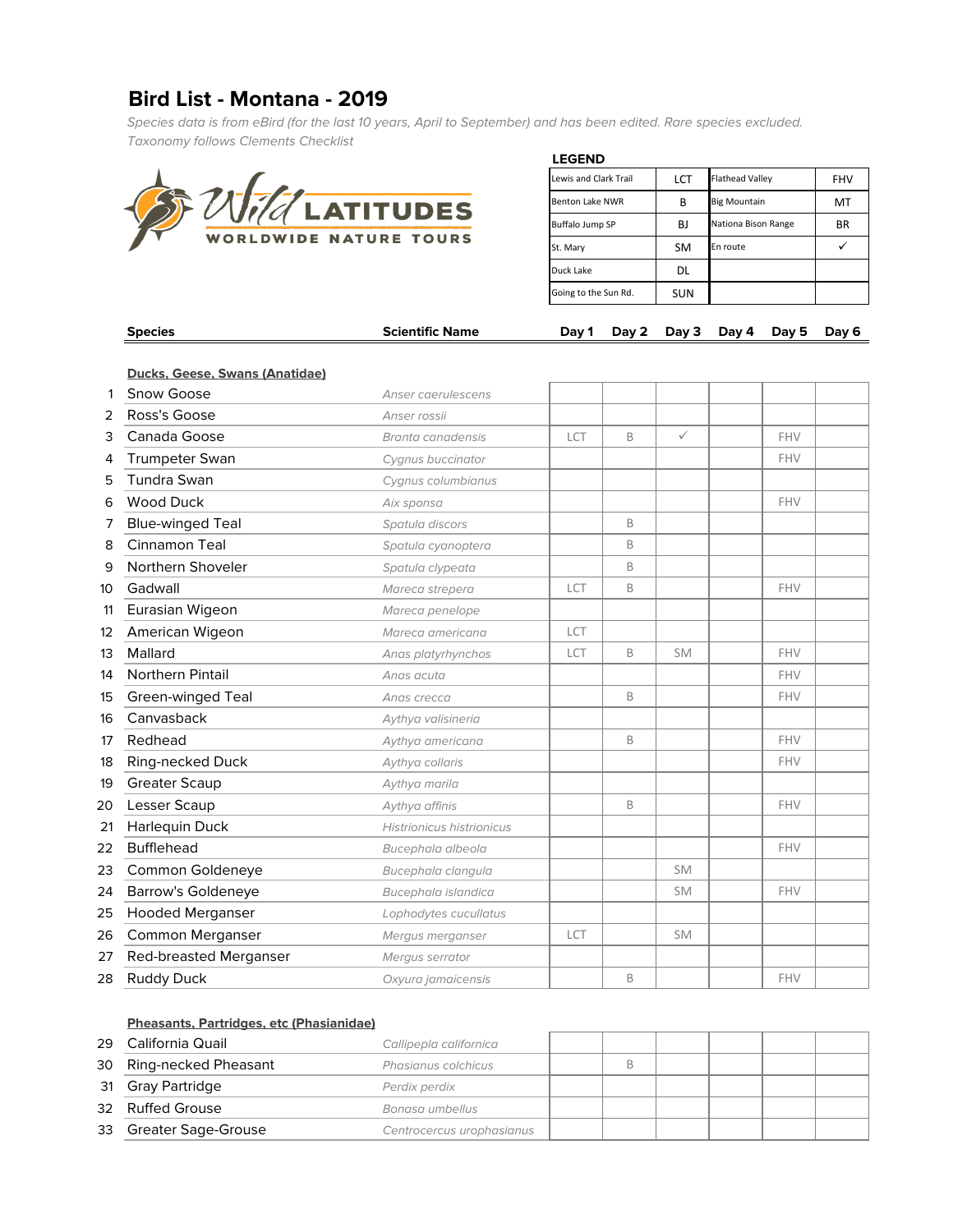# Bird List - Montana - 2019

*Species data is from eBird (for the last 10 years, April to September) and has been edited. Rare species excluded. Taxonomy follows Clements Checklist*

WILD LATITUDES
WORLDWIDE NATURE TOURS

**LEGEND**

| | | | |
|---|---|---|---|
| Lewis and Clark Trail | LCT | Flathead Valley | FHV |
| Benton Lake NWR | B | Big Mountain | MT |
| Buffalo Jump SP | BJ | Nationa Bison Range | BR |
| St. Mary | SM | En route | ✓ |
| Duck Lake | DL | | |
| Going to the Sun Rd. | SUN | | |

| | Species | Scientific Name | Day 1 | Day 2 | Day 3 | Day 4 | Day 5 | Day 6 |
|---|---|---|---|---|---|---|---|---|
| | **Ducks, Geese, Swans (Anatidae)** | | | | | | | |
| 1 | Snow Goose | *Anser caerulescens* | | | | | | |
| 2 | Ross's Goose | *Anser rossii* | | | | | | |
| 3 | Canada Goose | *Branta canadensis* | LCT | B | ✓ | | FHV | |
| 4 | Trumpeter Swan | *Cygnus buccinator* | | | | | FHV | |
| 5 | Tundra Swan | *Cygnus columbianus* | | | | | | |
| 6 | Wood Duck | *Aix sponsa* | | | | | FHV | |
| 7 | Blue-winged Teal | *Spatula discors* | | B | | | | |
| 8 | Cinnamon Teal | *Spatula cyanoptera* | | B | | | | |
| 9 | Northern Shoveler | *Spatula clypeata* | | B | | | | |
| 10 | Gadwall | *Mareca strepera* | LCT | B | | | FHV | |
| 11 | Eurasian Wigeon | *Mareca penelope* | | | | | | |
| 12 | American Wigeon | *Mareca americana* | LCT | | | | | |
| 13 | Mallard | *Anas platyrhynchos* | LCT | B | SM | | FHV | |
| 14 | Northern Pintail | *Anas acuta* | | | | | FHV | |
| 15 | Green-winged Teal | *Anas crecca* | | B | | | FHV | |
| 16 | Canvasback | *Aythya valisineria* | | | | | | |
| 17 | Redhead | *Aythya americana* | | B | | | FHV | |
| 18 | Ring-necked Duck | *Aythya collaris* | | | | | FHV | |
| 19 | Greater Scaup | *Aythya marila* | | | | | | |
| 20 | Lesser Scaup | *Aythya affinis* | | B | | | FHV | |
| 21 | Harlequin Duck | *Histrionicus histrionicus* | | | | | | |
| 22 | Bufflehead | *Bucephala albeola* | | | | | FHV | |
| 23 | Common Goldeneye | *Bucephala clangula* | | | SM | | | |
| 24 | Barrow's Goldeneye | *Bucephala islandica* | | | SM | | FHV | |
| 25 | Hooded Merganser | *Lophodytes cucullatus* | | | | | | |
| 26 | Common Merganser | *Mergus merganser* | LCT | | SM | | | |
| 27 | Red-breasted Merganser | *Mergus serrator* | | | | | | |
| 28 | Ruddy Duck | *Oxyura jamaicensis* | | B | | | FHV | |
| | **Pheasants, Partridges, etc (Phasianidae)** | | | | | | | |
| 29 | California Quail | *Callipepla californica* | | | | | | |
| 30 | Ring-necked Pheasant | *Phasianus colchicus* | | B | | | | |
| 31 | Gray Partridge | *Perdix perdix* | | | | | | |
| 32 | Ruffed Grouse | *Bonasa umbellus* | | | | | | |
| 33 | Greater Sage-Grouse | *Centrocercus urophasianus* | | | | | | |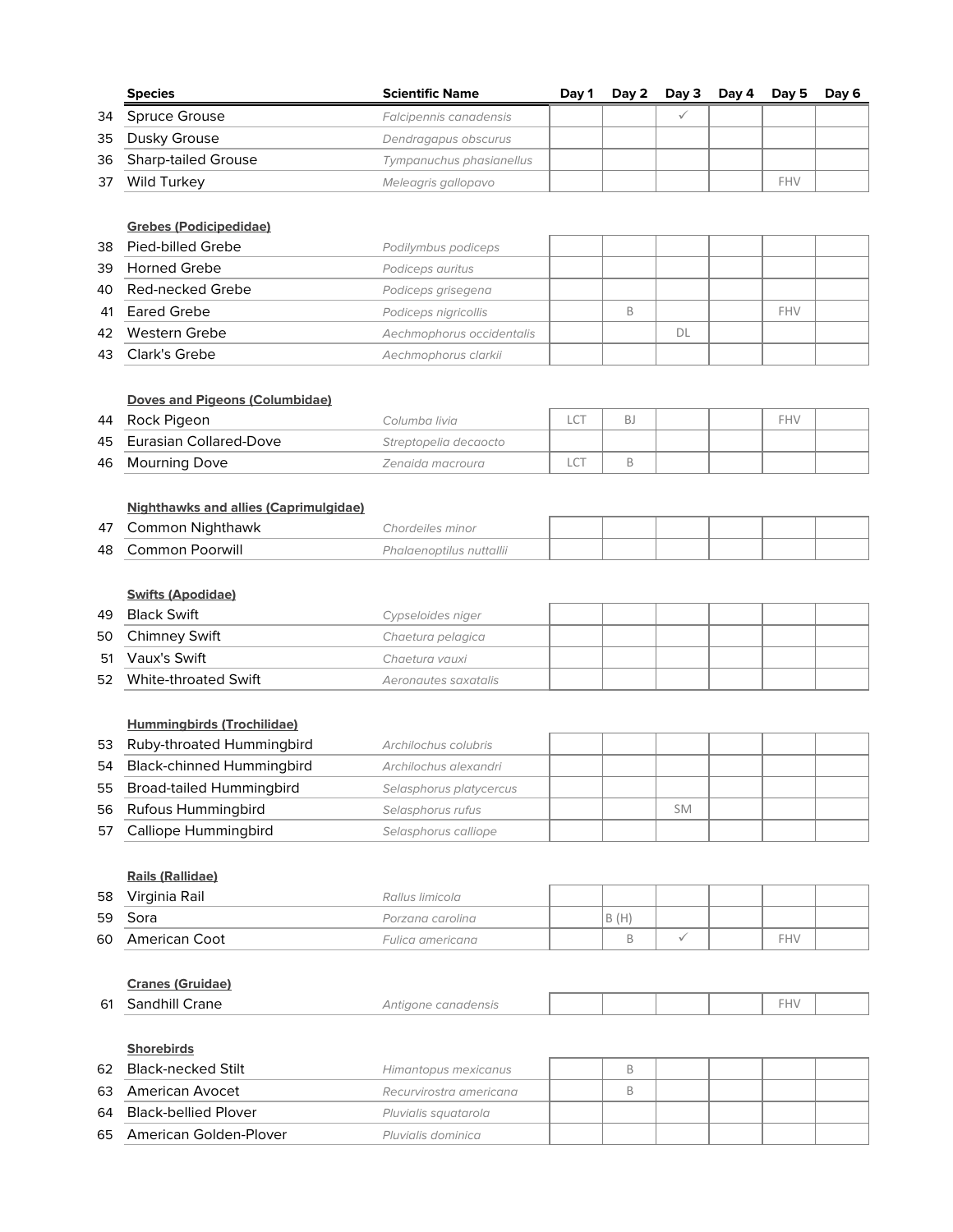| | Species | Scientific Name | Day 1 | Day 2 | Day 3 | Day 4 | Day 5 | Day 6 |
|---|---|---|---|---|---|---|---|---|
| 34 | Spruce Grouse | *Falcipennis canadensis* | | | ✓ | | | |
| 35 | Dusky Grouse | *Dendragapus obscurus* | | | | | | |
| 36 | Sharp-tailed Grouse | *Tympanuchus phasianellus* | | | | | | |
| 37 | Wild Turkey | *Meleagris gallopavo* | | | | | FHV | |

**Grebes (Podicipedidae)**

| | Species | Scientific Name | Day 1 | Day 2 | Day 3 | Day 4 | Day 5 | Day 6 |
|---|---|---|---|---|---|---|---|---|
| 38 | Pied-billed Grebe | *Podilymbus podiceps* | | | | | | |
| 39 | Horned Grebe | *Podiceps auritus* | | | | | | |
| 40 | Red-necked Grebe | *Podiceps grisegena* | | | | | | |
| 41 | Eared Grebe | *Podiceps nigricollis* | | B | | | FHV | |
| 42 | Western Grebe | *Aechmophorus occidentalis* | | | DL | | | |
| 43 | Clark's Grebe | *Aechmophorus clarkii* | | | | | | |

**Doves and Pigeons (Columbidae)**

| | Species | Scientific Name | Day 1 | Day 2 | Day 3 | Day 4 | Day 5 | Day 6 |
|---|---|---|---|---|---|---|---|---|
| 44 | Rock Pigeon | *Columba livia* | LCT | BJ | | | FHV | |
| 45 | Eurasian Collared-Dove | *Streptopelia decaocto* | | | | | | |
| 46 | Mourning Dove | *Zenaida macroura* | LCT | B | | | | |

**Nighthawks and allies (Caprimulgidae)**

| | Species | Scientific Name | Day 1 | Day 2 | Day 3 | Day 4 | Day 5 | Day 6 |
|---|---|---|---|---|---|---|---|---|
| 47 | Common Nighthawk | *Chordeiles minor* | | | | | | |
| 48 | Common Poorwill | *Phalaenoptilus nuttallii* | | | | | | |

**Swifts (Apodidae)**

| | Species | Scientific Name | Day 1 | Day 2 | Day 3 | Day 4 | Day 5 | Day 6 |
|---|---|---|---|---|---|---|---|---|
| 49 | Black Swift | *Cypseloides niger* | | | | | | |
| 50 | Chimney Swift | *Chaetura pelagica* | | | | | | |
| 51 | Vaux's Swift | *Chaetura vauxi* | | | | | | |
| 52 | White-throated Swift | *Aeronautes saxatalis* | | | | | | |

**Hummingbirds (Trochilidae)**

| | Species | Scientific Name | Day 1 | Day 2 | Day 3 | Day 4 | Day 5 | Day 6 |
|---|---|---|---|---|---|---|---|---|
| 53 | Ruby-throated Hummingbird | *Archilochus colubris* | | | | | | |
| 54 | Black-chinned Hummingbird | *Archilochus alexandri* | | | | | | |
| 55 | Broad-tailed Hummingbird | *Selasphorus platycercus* | | | | | | |
| 56 | Rufous Hummingbird | *Selasphorus rufus* | | | SM | | | |
| 57 | Calliope Hummingbird | *Selasphorus calliope* | | | | | | |

**Rails (Rallidae)**

| | Species | Scientific Name | Day 1 | Day 2 | Day 3 | Day 4 | Day 5 | Day 6 |
|---|---|---|---|---|---|---|---|---|
| 58 | Virginia Rail | *Rallus limicola* | | | | | | |
| 59 | Sora | *Porzana carolina* | | B (H) | | | | |
| 60 | American Coot | *Fulica americana* | | B | ✓ | | FHV | |

**Cranes (Gruidae)**

| | Species | Scientific Name | Day 1 | Day 2 | Day 3 | Day 4 | Day 5 | Day 6 |
|---|---|---|---|---|---|---|---|---|
| 61 | Sandhill Crane | *Antigone canadensis* | | | | | FHV | |

**Shorebirds**

| | Species | Scientific Name | Day 1 | Day 2 | Day 3 | Day 4 | Day 5 | Day 6 |
|---|---|---|---|---|---|---|---|---|
| 62 | Black-necked Stilt | *Himantopus mexicanus* | | B | | | | |
| 63 | American Avocet | *Recurvirostra americana* | | B | | | | |
| 64 | Black-bellied Plover | *Pluvialis squatarola* | | | | | | |
| 65 | American Golden-Plover | *Pluvialis dominica* | | | | | | |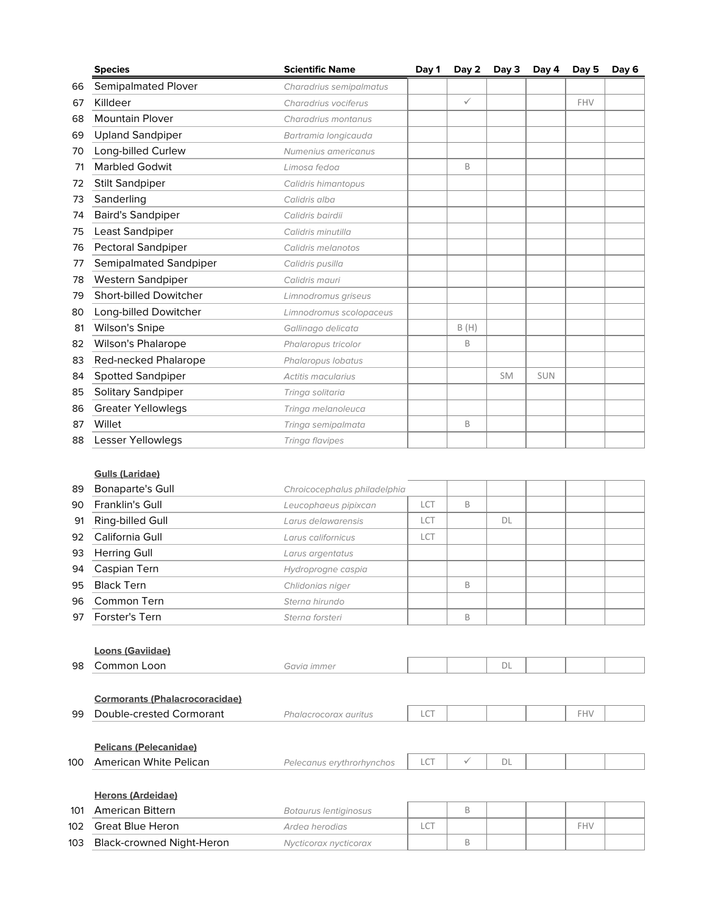| | Species | Scientific Name | Day 1 | Day 2 | Day 3 | Day 4 | Day 5 | Day 6 |
|---|---|---|---|---|---|---|---|---|
| 66 | Semipalmated Plover | *Charadrius semipalmatus* | | | | | | |
| 67 | Killdeer | *Charadrius vociferus* | | ✓ | | | FHV | |
| 68 | Mountain Plover | *Charadrius montanus* | | | | | | |
| 69 | Upland Sandpiper | *Bartramia longicauda* | | | | | | |
| 70 | Long-billed Curlew | *Numenius americanus* | | | | | | |
| 71 | Marbled Godwit | *Limosa fedoa* | | B | | | | |
| 72 | Stilt Sandpiper | *Calidris himantopus* | | | | | | |
| 73 | Sanderling | *Calidris alba* | | | | | | |
| 74 | Baird's Sandpiper | *Calidris bairdii* | | | | | | |
| 75 | Least Sandpiper | *Calidris minutilla* | | | | | | |
| 76 | Pectoral Sandpiper | *Calidris melanotos* | | | | | | |
| 77 | Semipalmated Sandpiper | *Calidris pusilla* | | | | | | |
| 78 | Western Sandpiper | *Calidris mauri* | | | | | | |
| 79 | Short-billed Dowitcher | *Limnodromus griseus* | | | | | | |
| 80 | Long-billed Dowitcher | *Limnodromus scolopaceus* | | | | | | |
| 81 | Wilson's Snipe | *Gallinago delicata* | | B (H) | | | | |
| 82 | Wilson's Phalarope | *Phalaropus tricolor* | | B | | | | |
| 83 | Red-necked Phalarope | *Phalaropus lobatus* | | | | | | |
| 84 | Spotted Sandpiper | *Actitis macularius* | | | SM | SUN | | |
| 85 | Solitary Sandpiper | *Tringa solitaria* | | | | | | |
| 86 | Greater Yellowlegs | *Tringa melanoleuca* | | | | | | |
| 87 | Willet | *Tringa semipalmata* | | B | | | | |
| 88 | Lesser Yellowlegs | *Tringa flavipes* | | | | | | |

**Gulls (Laridae)**

| | Species | Scientific Name | Day 1 | Day 2 | Day 3 | Day 4 | Day 5 | Day 6 |
|---|---|---|---|---|---|---|---|---|
| 89 | Bonaparte's Gull | *Chroicocephalus philadelphia* | | | | | | |
| 90 | Franklin's Gull | *Leucophaeus pipixcan* | LCT | B | | | | |
| 91 | Ring-billed Gull | *Larus delawarensis* | LCT | | DL | | | |
| 92 | California Gull | *Larus californicus* | LCT | | | | | |
| 93 | Herring Gull | *Larus argentatus* | | | | | | |
| 94 | Caspian Tern | *Hydroprogne caspia* | | | | | | |
| 95 | Black Tern | *Chlidonias niger* | | B | | | | |
| 96 | Common Tern | *Sterna hirundo* | | | | | | |
| 97 | Forster's Tern | *Sterna forsteri* | | B | | | | |

**Loons (Gaviidae)**

| | Species | Scientific Name | Day 1 | Day 2 | Day 3 | Day 4 | Day 5 | Day 6 |
|---|---|---|---|---|---|---|---|---|
| 98 | Common Loon | *Gavia immer* | | | DL | | | |

**Cormorants (Phalacrocoracidae)**

| | Species | Scientific Name | Day 1 | Day 2 | Day 3 | Day 4 | Day 5 | Day 6 |
|---|---|---|---|---|---|---|---|---|
| 99 | Double-crested Cormorant | *Phalacrocorax auritus* | LCT | | | | FHV | |

**Pelicans (Pelecanidae)**

| | Species | Scientific Name | Day 1 | Day 2 | Day 3 | Day 4 | Day 5 | Day 6 |
|---|---|---|---|---|---|---|---|---|
| 100 | American White Pelican | *Pelecanus erythrorhynchos* | LCT | ✓ | DL | | | |

**Herons (Ardeidae)**

| | Species | Scientific Name | Day 1 | Day 2 | Day 3 | Day 4 | Day 5 | Day 6 |
|---|---|---|---|---|---|---|---|---|
| 101 | American Bittern | *Botaurus lentiginosus* | | B | | | | |
| 102 | Great Blue Heron | *Ardea herodias* | LCT | | | | FHV | |
| 103 | Black-crowned Night-Heron | *Nycticorax nycticorax* | | B | | | | |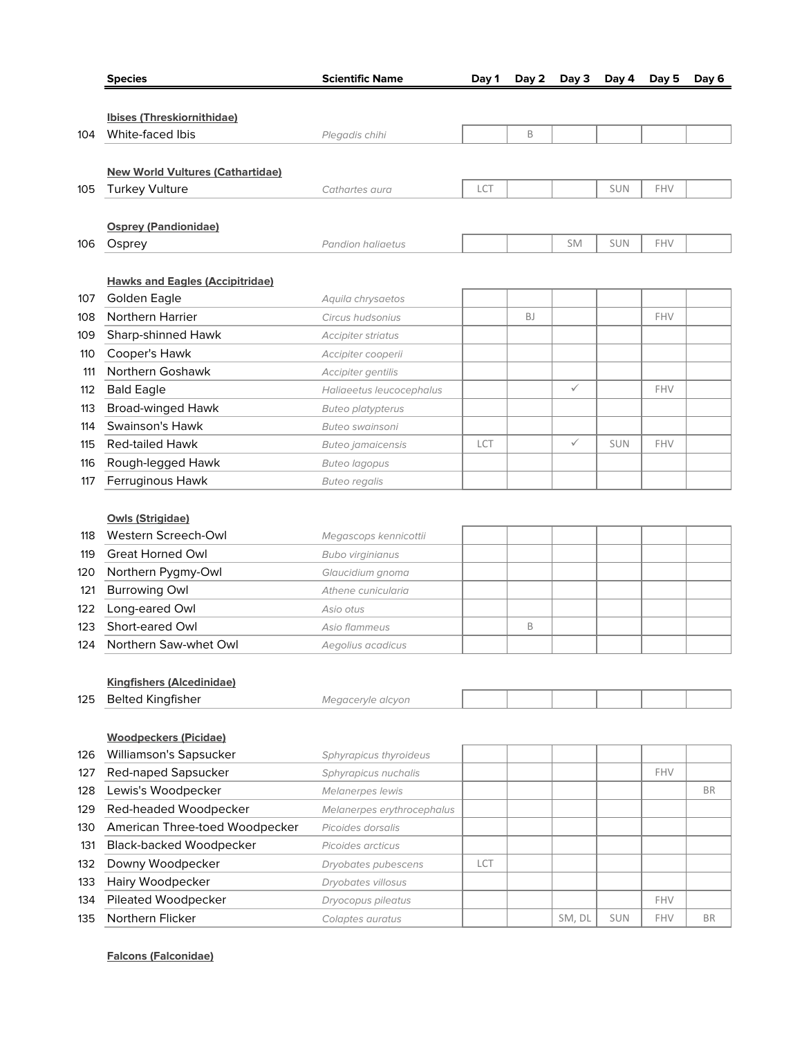| | Species | Scientific Name | Day 1 | Day 2 | Day 3 | Day 4 | Day 5 | Day 6 |
|---|---|---|---|---|---|---|---|---|
| | **Ibises (Threskiornithidae)** | | | | | | | |
| 104 | White-faced Ibis | *Plegadis chihi* | | B | | | | |
| | **New World Vultures (Cathartidae)** | | | | | | | |
| 105 | Turkey Vulture | *Cathartes aura* | LCT | | | SUN | FHV | |
| | **Osprey (Pandionidae)** | | | | | | | |
| 106 | Osprey | *Pandion haliaetus* | | | SM | SUN | FHV | |
| | **Hawks and Eagles (Accipitridae)** | | | | | | | |
| 107 | Golden Eagle | *Aquila chrysaetos* | | | | | | |
| 108 | Northern Harrier | *Circus hudsonius* | | BJ | | | FHV | |
| 109 | Sharp-shinned Hawk | *Accipiter striatus* | | | | | | |
| 110 | Cooper's Hawk | *Accipiter cooperii* | | | | | | |
| 111 | Northern Goshawk | *Accipiter gentilis* | | | | | | |
| 112 | Bald Eagle | *Haliaeetus leucocephalus* | | | ✓ | | FHV | |
| 113 | Broad-winged Hawk | *Buteo platypterus* | | | | | | |
| 114 | Swainson's Hawk | *Buteo swainsoni* | | | | | | |
| 115 | Red-tailed Hawk | *Buteo jamaicensis* | LCT | | ✓ | SUN | FHV | |
| 116 | Rough-legged Hawk | *Buteo lagopus* | | | | | | |
| 117 | Ferruginous Hawk | *Buteo regalis* | | | | | | |
| | **Owls (Strigidae)** | | | | | | | |
| 118 | Western Screech-Owl | *Megascops kennicottii* | | | | | | |
| 119 | Great Horned Owl | *Bubo virginianus* | | | | | | |
| 120 | Northern Pygmy-Owl | *Glaucidium gnoma* | | | | | | |
| 121 | Burrowing Owl | *Athene cunicularia* | | | | | | |
| 122 | Long-eared Owl | *Asio otus* | | | | | | |
| 123 | Short-eared Owl | *Asio flammeus* | | B | | | | |
| 124 | Northern Saw-whet Owl | *Aegolius acadicus* | | | | | | |
| | **Kingfishers (Alcedinidae)** | | | | | | | |
| 125 | Belted Kingfisher | *Megaceryle alcyon* | | | | | | |
| | **Woodpeckers (Picidae)** | | | | | | | |
| 126 | Williamson's Sapsucker | *Sphyrapicus thyroideus* | | | | | | |
| 127 | Red-naped Sapsucker | *Sphyrapicus nuchalis* | | | | | FHV | |
| 128 | Lewis's Woodpecker | *Melanerpes lewis* | | | | | | BR |
| 129 | Red-headed Woodpecker | *Melanerpes erythrocephalus* | | | | | | |
| 130 | American Three-toed Woodpecker | *Picoides dorsalis* | | | | | | |
| 131 | Black-backed Woodpecker | *Picoides arcticus* | | | | | | |
| 132 | Downy Woodpecker | *Dryobates pubescens* | LCT | | | | | |
| 133 | Hairy Woodpecker | *Dryobates villosus* | | | | | | |
| 134 | Pileated Woodpecker | *Dryocopus pileatus* | | | | | FHV | |
| 135 | Northern Flicker | *Colaptes auratus* | | | SM, DL | SUN | FHV | BR |
| | **Falcons (Falconidae)** | | | | | | | |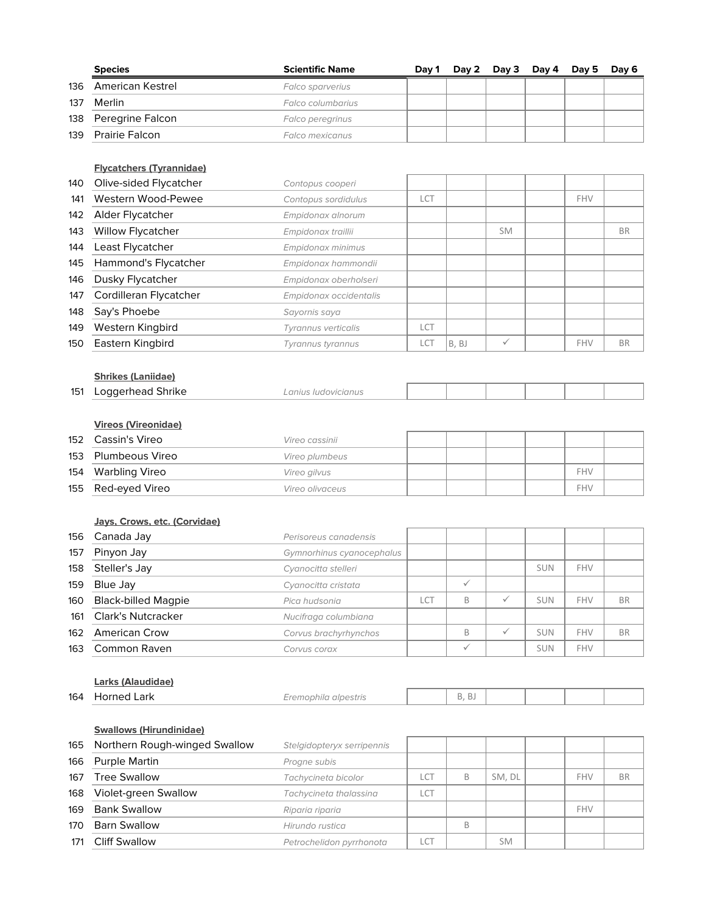| | Species | Scientific Name | Day 1 | Day 2 | Day 3 | Day 4 | Day 5 | Day 6 |
|---|---|---|---|---|---|---|---|---|
| 136 | American Kestrel | *Falco sparverius* | | | | | | |
| 137 | Merlin | *Falco columbarius* | | | | | | |
| 138 | Peregrine Falcon | *Falco peregrinus* | | | | | | |
| 139 | Prairie Falcon | *Falco mexicanus* | | | | | | |
| | **Flycatchers (Tyrannidae)** | | | | | | | |
| 140 | Olive-sided Flycatcher | *Contopus cooperi* | | | | | | |
| 141 | Western Wood-Pewee | *Contopus sordidulus* | LCT | | | | FHV | |
| 142 | Alder Flycatcher | *Empidonax alnorum* | | | | | | |
| 143 | Willow Flycatcher | *Empidonax traillii* | | | SM | | | BR |
| 144 | Least Flycatcher | *Empidonax minimus* | | | | | | |
| 145 | Hammond's Flycatcher | *Empidonax hammondii* | | | | | | |
| 146 | Dusky Flycatcher | *Empidonax oberholseri* | | | | | | |
| 147 | Cordilleran Flycatcher | *Empidonax occidentalis* | | | | | | |
| 148 | Say's Phoebe | *Sayornis saya* | | | | | | |
| 149 | Western Kingbird | *Tyrannus verticalis* | LCT | | | | | |
| 150 | Eastern Kingbird | *Tyrannus tyrannus* | LCT | B, BJ | ✓ | | FHV | BR |
| | **Shrikes (Laniidae)** | | | | | | | |
| 151 | Loggerhead Shrike | *Lanius ludovicianus* | | | | | | |
| | **Vireos (Vireonidae)** | | | | | | | |
| 152 | Cassin's Vireo | *Vireo cassinii* | | | | | | |
| 153 | Plumbeous Vireo | *Vireo plumbeus* | | | | | | |
| 154 | Warbling Vireo | *Vireo gilvus* | | | | | FHV | |
| 155 | Red-eyed Vireo | *Vireo olivaceus* | | | | | FHV | |
| | **Jays, Crows, etc. (Corvidae)** | | | | | | | |
| 156 | Canada Jay | *Perisoreus canadensis* | | | | | | |
| 157 | Pinyon Jay | *Gymnorhinus cyanocephalus* | | | | | | |
| 158 | Steller's Jay | *Cyanocitta stelleri* | | | | SUN | FHV | |
| 159 | Blue Jay | *Cyanocitta cristata* | | ✓ | | | | |
| 160 | Black-billed Magpie | *Pica hudsonia* | LCT | B | ✓ | SUN | FHV | BR |
| 161 | Clark's Nutcracker | *Nucifraga columbiana* | | | | | | |
| 162 | American Crow | *Corvus brachyrhynchos* | | B | ✓ | SUN | FHV | BR |
| 163 | Common Raven | *Corvus corax* | | ✓ | | SUN | FHV | |
| | **Larks (Alaudidae)** | | | | | | | |
| 164 | Horned Lark | *Eremophila alpestris* | | B, BJ | | | | |
| | **Swallows (Hirundinidae)** | | | | | | | |
| 165 | Northern Rough-winged Swallow | *Stelgidopteryx serripennis* | | | | | | |
| 166 | Purple Martin | *Progne subis* | | | | | | |
| 167 | Tree Swallow | *Tachycineta bicolor* | LCT | B | SM, DL | | FHV | BR |
| 168 | Violet-green Swallow | *Tachycineta thalassina* | LCT | | | | | |
| 169 | Bank Swallow | *Riparia riparia* | | | | | FHV | |
| 170 | Barn Swallow | *Hirundo rustica* | | B | | | | |
| 171 | Cliff Swallow | *Petrochelidon pyrrhonota* | LCT | | SM | | | |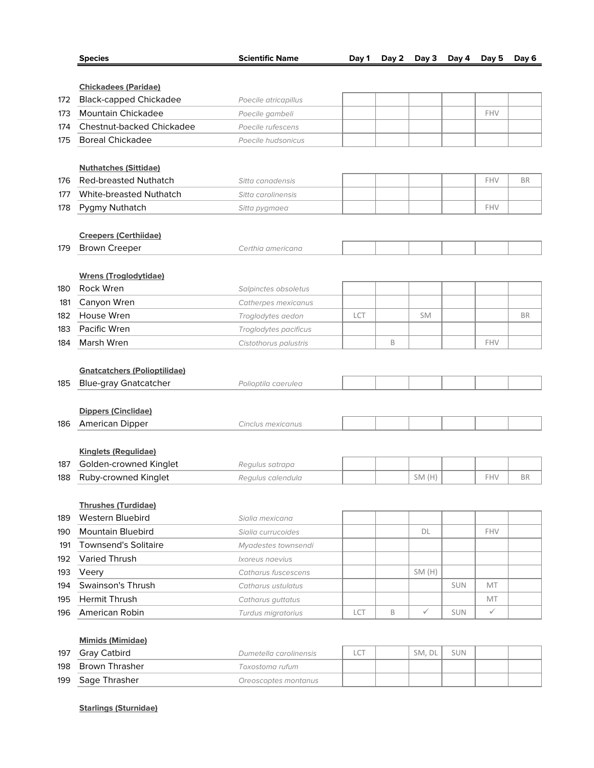| | Species | Scientific Name | Day 1 | Day 2 | Day 3 | Day 4 | Day 5 | Day 6 |
|---|---|---|---|---|---|---|---|---|
| | **Chickadees (Paridae)** | | | | | | | |
| 172 | Black-capped Chickadee | *Poecile atricapillus* | | | | | | |
| 173 | Mountain Chickadee | *Poecile gambeli* | | | | | FHV | |
| 174 | Chestnut-backed Chickadee | *Poecile rufescens* | | | | | | |
| 175 | Boreal Chickadee | *Poecile hudsonicus* | | | | | | |
| | **Nuthatches (Sittidae)** | | | | | | | |
| 176 | Red-breasted Nuthatch | *Sitta canadensis* | | | | | FHV | BR |
| 177 | White-breasted Nuthatch | *Sitta carolinensis* | | | | | | |
| 178 | Pygmy Nuthatch | *Sitta pygmaea* | | | | | FHV | |
| | **Creepers (Certhiidae)** | | | | | | | |
| 179 | Brown Creeper | *Certhia americana* | | | | | | |
| | **Wrens (Troglodytidae)** | | | | | | | |
| 180 | Rock Wren | *Salpinctes obsoletus* | | | | | | |
| 181 | Canyon Wren | *Catherpes mexicanus* | | | | | | |
| 182 | House Wren | *Troglodytes aedon* | LCT | | SM | | | BR |
| 183 | Pacific Wren | *Troglodytes pacificus* | | | | | | |
| 184 | Marsh Wren | *Cistothorus palustris* | | B | | | FHV | |
| | **Gnatcatchers (Polioptilidae)** | | | | | | | |
| 185 | Blue-gray Gnatcatcher | *Polioptila caerulea* | | | | | | |
| | **Dippers (Cinclidae)** | | | | | | | |
| 186 | American Dipper | *Cinclus mexicanus* | | | | | | |
| | **Kinglets (Regulidae)** | | | | | | | |
| 187 | Golden-crowned Kinglet | *Regulus satrapa* | | | | | | |
| 188 | Ruby-crowned Kinglet | *Regulus calendula* | | | SM (H) | | FHV | BR |
| | **Thrushes (Turdidae)** | | | | | | | |
| 189 | Western Bluebird | *Sialia mexicana* | | | | | | |
| 190 | Mountain Bluebird | *Sialia currucoides* | | | DL | | FHV | |
| 191 | Townsend's Solitaire | *Myadestes townsendi* | | | | | | |
| 192 | Varied Thrush | *Ixoreus naevius* | | | | | | |
| 193 | Veery | *Catharus fuscescens* | | | SM (H) | | | |
| 194 | Swainson's Thrush | *Catharus ustulatus* | | | | SUN | MT | |
| 195 | Hermit Thrush | *Catharus guttatus* | | | | | MT | |
| 196 | American Robin | *Turdus migratorius* | LCT | B | ✓ | SUN | ✓ | |
| | **Mimids (Mimidae)** | | | | | | | |
| 197 | Gray Catbird | *Dumetella carolinensis* | LCT | | SM, DL | SUN | | |
| 198 | Brown Thrasher | *Toxostoma rufum* | | | | | | |
| 199 | Sage Thrasher | *Oreoscoptes montanus* | | | | | | |
| | **Starlings (Sturnidae)** | | | | | | | |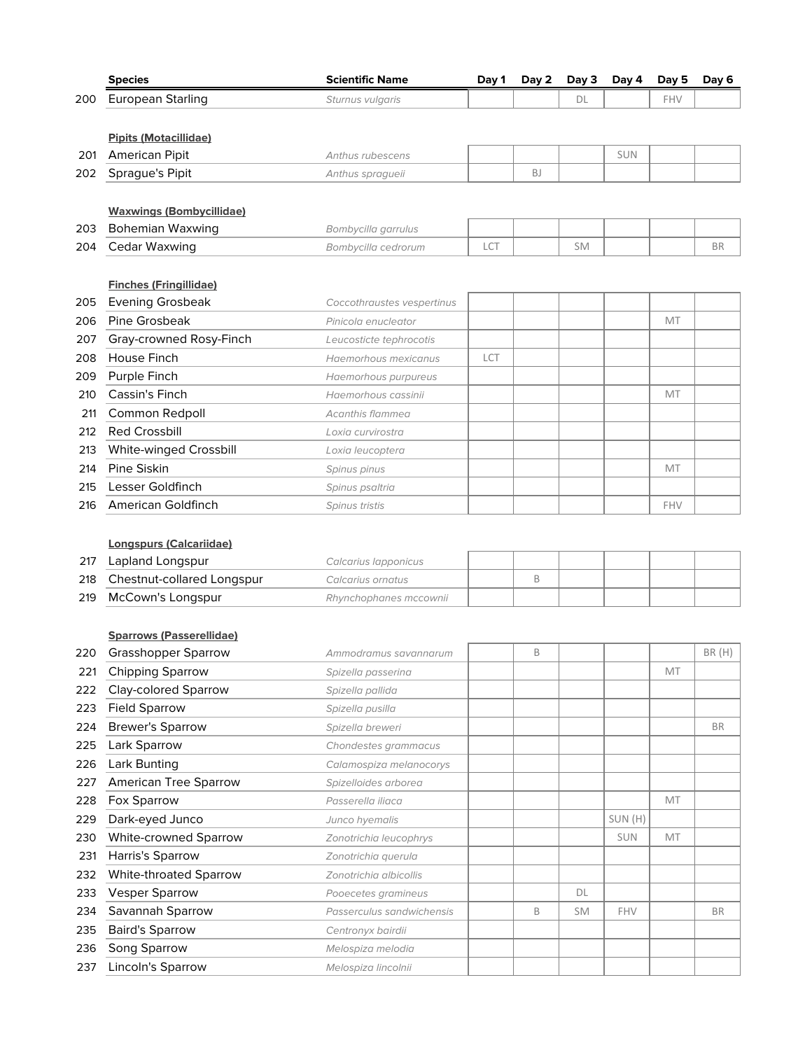| | Species | Scientific Name | Day 1 | Day 2 | Day 3 | Day 4 | Day 5 | Day 6 |
|---|---|---|---|---|---|---|---|---|
| 200 | European Starling | *Sturnus vulgaris* | | | DL | | FHV | |
| | **Pipits (Motacillidae)** | | | | | | | |
| 201 | American Pipit | *Anthus rubescens* | | | | SUN | | |
| 202 | Sprague's Pipit | *Anthus spragueii* | | BJ | | | | |
| | **Waxwings (Bombycillidae)** | | | | | | | |
| 203 | Bohemian Waxwing | *Bombycilla garrulus* | | | | | | |
| 204 | Cedar Waxwing | *Bombycilla cedrorum* | LCT | | SM | | | BR |
| | **Finches (Fringillidae)** | | | | | | | |
| 205 | Evening Grosbeak | *Coccothraustes vespertinus* | | | | | | |
| 206 | Pine Grosbeak | *Pinicola enucleator* | | | | | MT | |
| 207 | Gray-crowned Rosy-Finch | *Leucosticte tephrocotis* | | | | | | |
| 208 | House Finch | *Haemorhous mexicanus* | LCT | | | | | |
| 209 | Purple Finch | *Haemorhous purpureus* | | | | | | |
| 210 | Cassin's Finch | *Haemorhous cassinii* | | | | | MT | |
| 211 | Common Redpoll | *Acanthis flammea* | | | | | | |
| 212 | Red Crossbill | *Loxia curvirostra* | | | | | | |
| 213 | White-winged Crossbill | *Loxia leucoptera* | | | | | | |
| 214 | Pine Siskin | *Spinus pinus* | | | | | MT | |
| 215 | Lesser Goldfinch | *Spinus psaltria* | | | | | | |
| 216 | American Goldfinch | *Spinus tristis* | | | | | FHV | |
| | **Longspurs (Calcariidae)** | | | | | | | |
| 217 | Lapland Longspur | *Calcarius lapponicus* | | | | | | |
| 218 | Chestnut-collared Longspur | *Calcarius ornatus* | | B | | | | |
| 219 | McCown's Longspur | *Rhynchophanes mccownii* | | | | | | |
| | **Sparrows (Passerellidae)** | | | | | | | |
| 220 | Grasshopper Sparrow | *Ammodramus savannarum* | | B | | | | BR (H) |
| 221 | Chipping Sparrow | *Spizella passerina* | | | | | MT | |
| 222 | Clay-colored Sparrow | *Spizella pallida* | | | | | | |
| 223 | Field Sparrow | *Spizella pusilla* | | | | | | |
| 224 | Brewer's Sparrow | *Spizella breweri* | | | | | | BR |
| 225 | Lark Sparrow | *Chondestes grammacus* | | | | | | |
| 226 | Lark Bunting | *Calamospiza melanocorys* | | | | | | |
| 227 | American Tree Sparrow | *Spizelloides arborea* | | | | | | |
| 228 | Fox Sparrow | *Passerella iliaca* | | | | | MT | |
| 229 | Dark-eyed Junco | *Junco hyemalis* | | | | SUN (H) | | |
| 230 | White-crowned Sparrow | *Zonotrichia leucophrys* | | | | SUN | MT | |
| 231 | Harris's Sparrow | *Zonotrichia querula* | | | | | | |
| 232 | White-throated Sparrow | *Zonotrichia albicollis* | | | | | | |
| 233 | Vesper Sparrow | *Pooecetes gramineus* | | | DL | | | |
| 234 | Savannah Sparrow | *Passerculus sandwichensis* | | B | SM | FHV | | BR |
| 235 | Baird's Sparrow | *Centronyx bairdii* | | | | | | |
| 236 | Song Sparrow | *Melospiza melodia* | | | | | | |
| 237 | Lincoln's Sparrow | *Melospiza lincolnii* | | | | | | |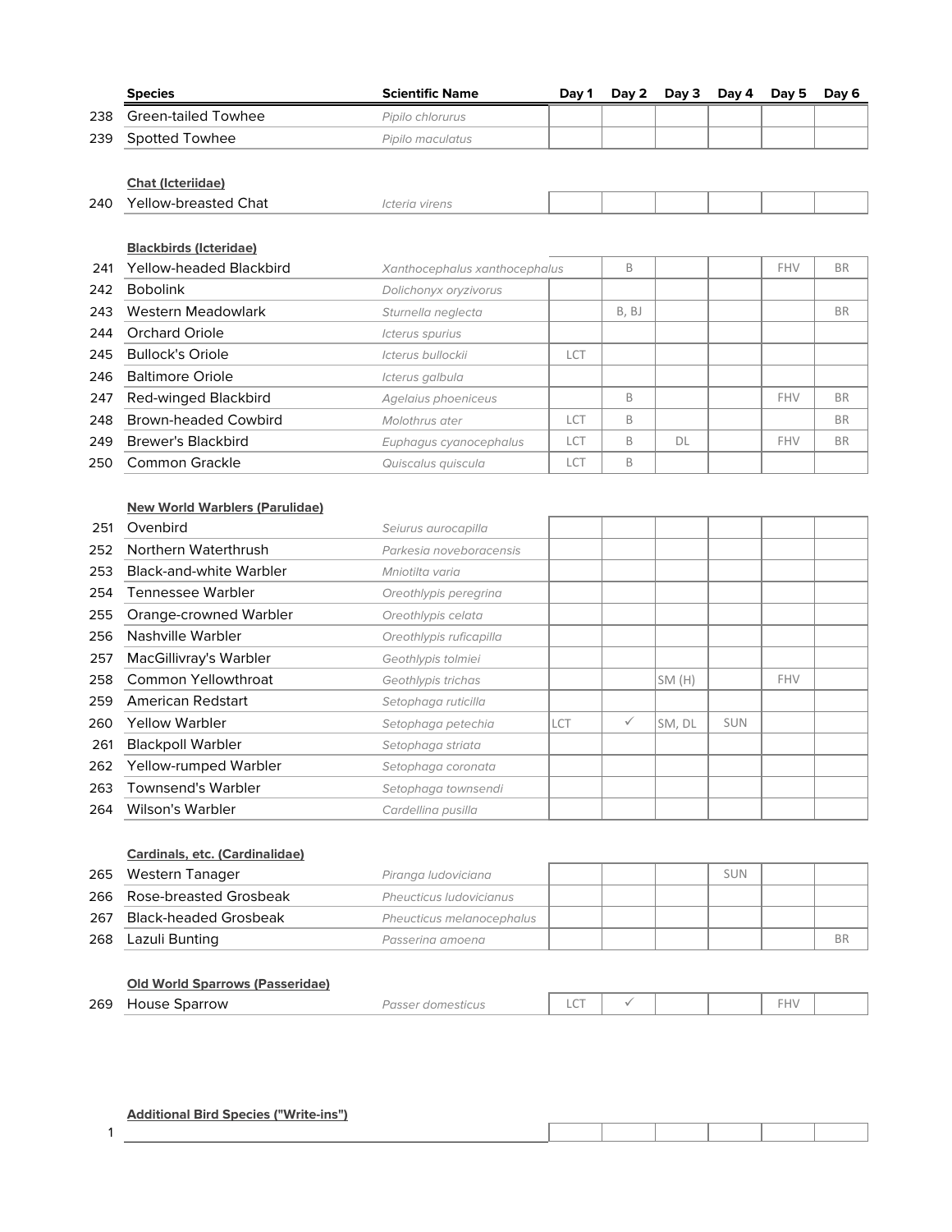| | Species | Scientific Name | Day 1 | Day 2 | Day 3 | Day 4 | Day 5 | Day 6 |
|---|---|---|---|---|---|---|---|---|
| 238 | Green-tailed Towhee | *Pipilo chlorurus* | | | | | | |
| 239 | Spotted Towhee | *Pipilo maculatus* | | | | | | |
| | **Chat (Icteriidae)** | | | | | | | |
| 240 | Yellow-breasted Chat | *Icteria virens* | | | | | | |
| | **Blackbirds (Icteridae)** | | | | | | | |
| 241 | Yellow-headed Blackbird | *Xanthocephalus xanthocephalus* | | B | | | FHV | BR |
| 242 | Bobolink | *Dolichonyx oryzivorus* | | | | | | |
| 243 | Western Meadowlark | *Sturnella neglecta* | | B, BJ | | | | BR |
| 244 | Orchard Oriole | *Icterus spurius* | | | | | | |
| 245 | Bullock's Oriole | *Icterus bullockii* | LCT | | | | | |
| 246 | Baltimore Oriole | *Icterus galbula* | | | | | | |
| 247 | Red-winged Blackbird | *Agelaius phoeniceus* | | B | | | FHV | BR |
| 248 | Brown-headed Cowbird | *Molothrus ater* | LCT | B | | | | BR |
| 249 | Brewer's Blackbird | *Euphagus cyanocephalus* | LCT | B | DL | | FHV | BR |
| 250 | Common Grackle | *Quiscalus quiscula* | LCT | B | | | | |
| | **New World Warblers (Parulidae)** | | | | | | | |
| 251 | Ovenbird | *Seiurus aurocapilla* | | | | | | |
| 252 | Northern Waterthrush | *Parkesia noveboracensis* | | | | | | |
| 253 | Black-and-white Warbler | *Mniotilta varia* | | | | | | |
| 254 | Tennessee Warbler | *Oreothlypis peregrina* | | | | | | |
| 255 | Orange-crowned Warbler | *Oreothlypis celata* | | | | | | |
| 256 | Nashville Warbler | *Oreothlypis ruficapilla* | | | | | | |
| 257 | MacGillivray's Warbler | *Geothlypis tolmiei* | | | | | | |
| 258 | Common Yellowthroat | *Geothlypis trichas* | | | SM (H) | | FHV | |
| 259 | American Redstart | *Setophaga ruticilla* | | | | | | |
| 260 | Yellow Warbler | *Setophaga petechia* | LCT | ✓ | SM, DL | SUN | | |
| 261 | Blackpoll Warbler | *Setophaga striata* | | | | | | |
| 262 | Yellow-rumped Warbler | *Setophaga coronata* | | | | | | |
| 263 | Townsend's Warbler | *Setophaga townsendi* | | | | | | |
| 264 | Wilson's Warbler | *Cardellina pusilla* | | | | | | |
| | **Cardinals, etc. (Cardinalidae)** | | | | | | | |
| 265 | Western Tanager | *Piranga ludoviciana* | | | | SUN | | |
| 266 | Rose-breasted Grosbeak | *Pheucticus ludovicianus* | | | | | | |
| 267 | Black-headed Grosbeak | *Pheucticus melanocephalus* | | | | | | |
| 268 | Lazuli Bunting | *Passerina amoena* | | | | | | BR |
| | **Old World Sparrows (Passeridae)** | | | | | | | |
| 269 | House Sparrow | *Passer domesticus* | LCT | ✓ | | | FHV | |

**Additional Bird Species ("Write-ins")**

| | Species | Day 1 | Day 2 | Day 3 | Day 4 | Day 5 | Day 6 |
|---|---|---|---|---|---|---|---|
| 1 | | | | | | | |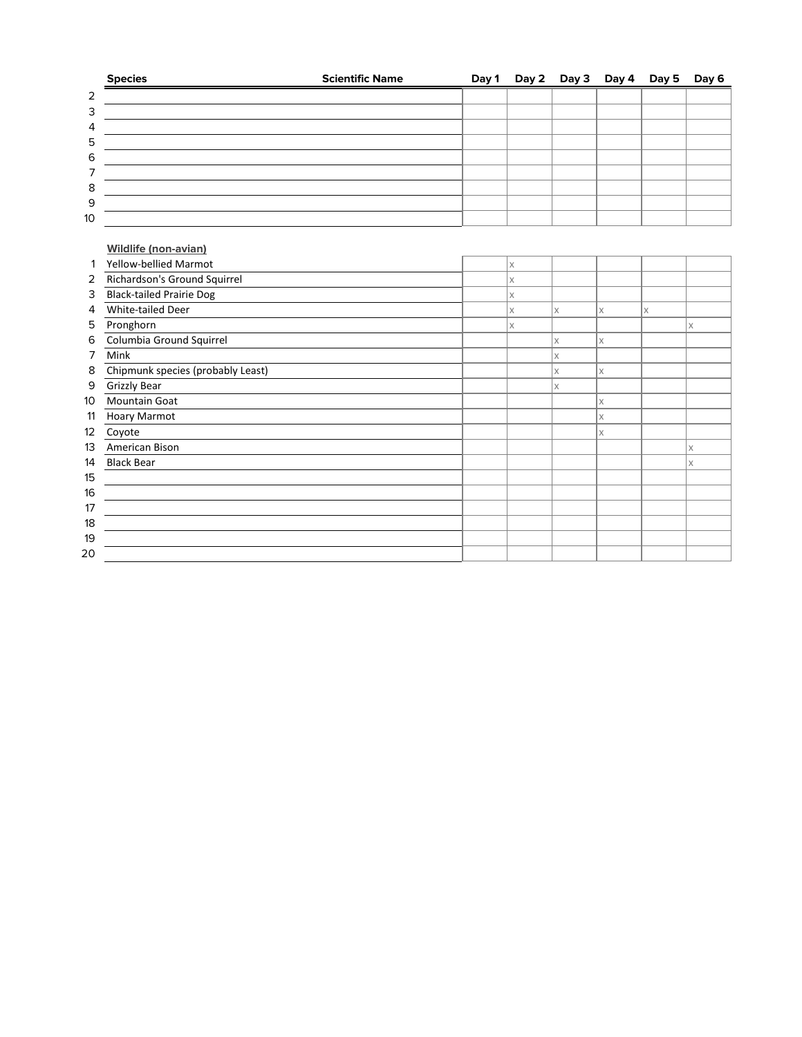| | Species | Scientific Name | Day 1 | Day 2 | Day 3 | Day 4 | Day 5 | Day 6 |
|---|---|---|---|---|---|---|---|---|
| 2 | | | | | | | | |
| 3 | | | | | | | | |
| 4 | | | | | | | | |
| 5 | | | | | | | | |
| 6 | | | | | | | | |
| 7 | | | | | | | | |
| 8 | | | | | | | | |
| 9 | | | | | | | | |
| 10 | | | | | | | | |

| | Wildlife (non-avian) | Day 1 | Day 2 | Day 3 | Day 4 | Day 5 | Day 6 |
|---|---|---|---|---|---|---|---|
| 1 | Yellow-bellied Marmot | | x | | | | |
| 2 | Richardson's Ground Squirrel | | x | | | | |
| 3 | Black-tailed Prairie Dog | | x | | | | |
| 4 | White-tailed Deer | | x | x | x | x | |
| 5 | Pronghorn | | x | | | | x |
| 6 | Columbia Ground Squirrel | | | x | x | | |
| 7 | Mink | | | x | | | |
| 8 | Chipmunk species (probably Least) | | | x | x | | |
| 9 | Grizzly Bear | | | x | | | |
| 10 | Mountain Goat | | | | x | | |
| 11 | Hoary Marmot | | | | x | | |
| 12 | Coyote | | | | x | | |
| 13 | American Bison | | | | | | x |
| 14 | Black Bear | | | | | | x |
| 15 | | | | | | | |
| 16 | | | | | | | |
| 17 | | | | | | | |
| 18 | | | | | | | |
| 19 | | | | | | | |
| 20 | | | | | | | |